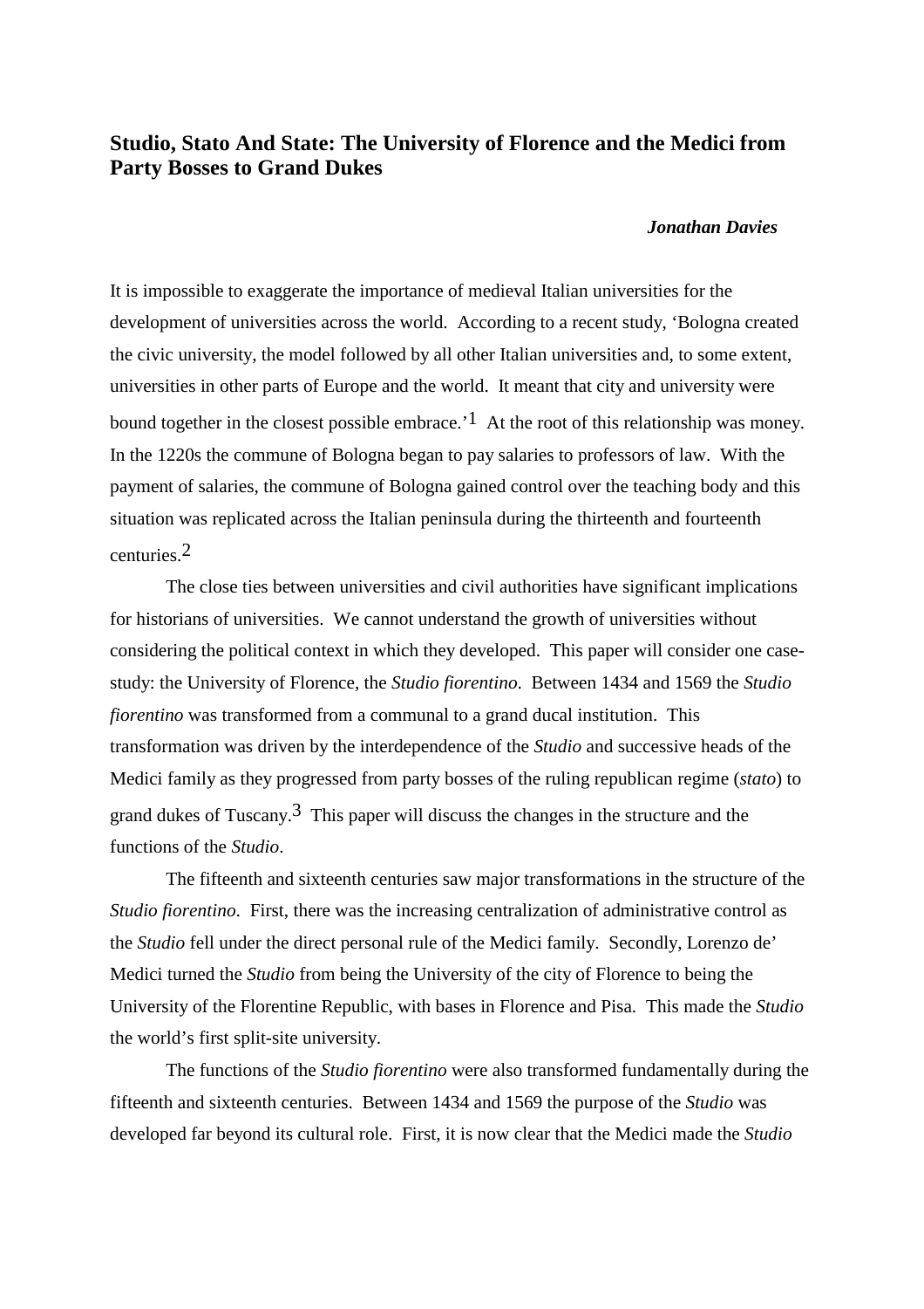# Studio, Stato And State: The University of Florence and the Medici from Party Bosses to Grand Dukes

***Jonathan Davies***

It is impossible to exaggerate the importance of medieval Italian universities for the development of universities across the world. According to a recent study, 'Bologna created the civic university, the model followed by all other Italian universities and, to some extent, universities in other parts of Europe and the world. It meant that city and university were bound together in the closest possible embrace.'[1] At the root of this relationship was money. In the 1220s the commune of Bologna began to pay salaries to professors of law. With the payment of salaries, the commune of Bologna gained control over the teaching body and this situation was replicated across the Italian peninsula during the thirteenth and fourteenth centuries.[2]

The close ties between universities and civil authorities have significant implications for historians of universities. We cannot understand the growth of universities without considering the political context in which they developed. This paper will consider one case-study: the University of Florence, the *Studio fiorentino.* Between 1434 and 1569 the *Studio fiorentino* was transformed from a communal to a grand ducal institution. This transformation was driven by the interdependence of the *Studio* and successive heads of the Medici family as they progressed from party bosses of the ruling republican regime (*stato*) to grand dukes of Tuscany.[3] This paper will discuss the changes in the structure and the functions of the *Studio*.

The fifteenth and sixteenth centuries saw major transformations in the structure of the *Studio fiorentino.* First, there was the increasing centralization of administrative control as the *Studio* fell under the direct personal rule of the Medici family. Secondly, Lorenzo de' Medici turned the *Studio* from being the University of the city of Florence to being the University of the Florentine Republic, with bases in Florence and Pisa. This made the *Studio* the world's first split-site university.

The functions of the *Studio fiorentino* were also transformed fundamentally during the fifteenth and sixteenth centuries. Between 1434 and 1569 the purpose of the *Studio* was developed far beyond its cultural role. First, it is now clear that the Medici made the *Studio*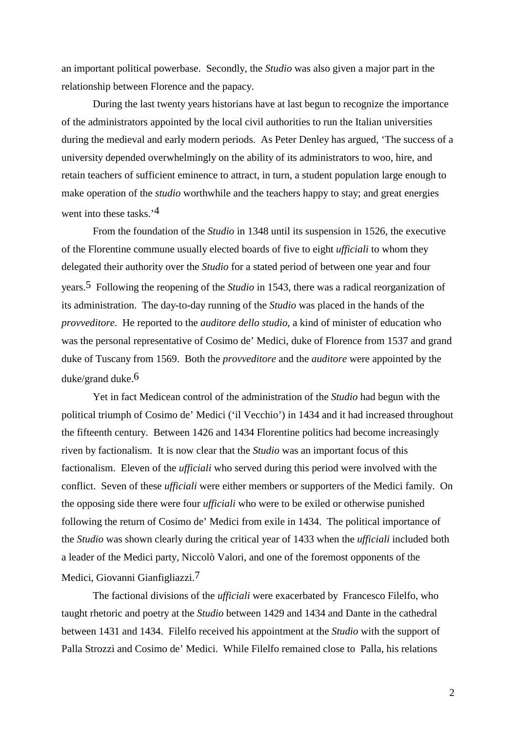an important political powerbase. Secondly, the *Studio* was also given a major part in the relationship between Florence and the papacy.

During the last twenty years historians have at last begun to recognize the importance of the administrators appointed by the local civil authorities to run the Italian universities during the medieval and early modern periods. As Peter Denley has argued, 'The success of a university depended overwhelmingly on the ability of its administrators to woo, hire, and retain teachers of sufficient eminence to attract, in turn, a student population large enough to make operation of the *studio* worthwhile and the teachers happy to stay; and great energies went into these tasks.'[4]

From the foundation of the *Studio* in 1348 until its suspension in 1526, the executive of the Florentine commune usually elected boards of five to eight *ufficiali* to whom they delegated their authority over the *Studio* for a stated period of between one year and four years.[5] Following the reopening of the *Studio* in 1543, there was a radical reorganization of its administration. The day-to-day running of the *Studio* was placed in the hands of the *provveditore*. He reported to the *auditore dello studio*, a kind of minister of education who was the personal representative of Cosimo de' Medici, duke of Florence from 1537 and grand duke of Tuscany from 1569. Both the *provveditore* and the *auditore* were appointed by the duke/grand duke.[6]

Yet in fact Medicean control of the administration of the *Studio* had begun with the political triumph of Cosimo de' Medici ('il Vecchio') in 1434 and it had increased throughout the fifteenth century. Between 1426 and 1434 Florentine politics had become increasingly riven by factionalism. It is now clear that the *Studio* was an important focus of this factionalism. Eleven of the *ufficiali* who served during this period were involved with the conflict. Seven of these *ufficiali* were either members or supporters of the Medici family. On the opposing side there were four *ufficiali* who were to be exiled or otherwise punished following the return of Cosimo de' Medici from exile in 1434. The political importance of the *Studio* was shown clearly during the critical year of 1433 when the *ufficiali* included both a leader of the Medici party, Niccolò Valori, and one of the foremost opponents of the Medici, Giovanni Gianfigliazzi.[7]

The factional divisions of the *ufficiali* were exacerbated by Francesco Filelfo, who taught rhetoric and poetry at the *Studio* between 1429 and 1434 and Dante in the cathedral between 1431 and 1434. Filelfo received his appointment at the *Studio* with the support of Palla Strozzi and Cosimo de' Medici. While Filelfo remained close to Palla, his relations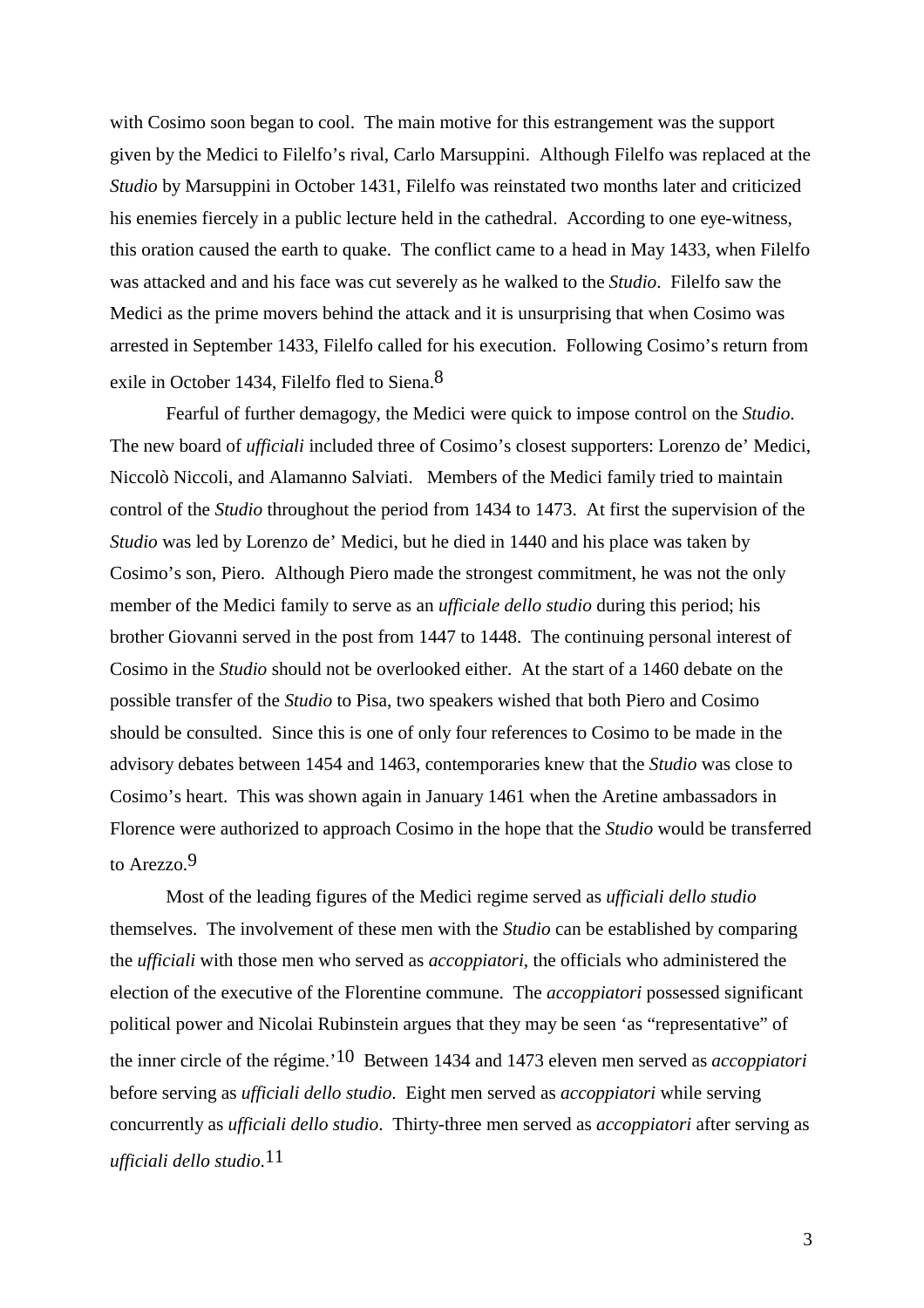with Cosimo soon began to cool. The main motive for this estrangement was the support given by the Medici to Filelfo's rival, Carlo Marsuppini. Although Filelfo was replaced at the *Studio* by Marsuppini in October 1431, Filelfo was reinstated two months later and criticized his enemies fiercely in a public lecture held in the cathedral. According to one eye-witness, this oration caused the earth to quake. The conflict came to a head in May 1433, when Filelfo was attacked and and his face was cut severely as he walked to the *Studio*. Filelfo saw the Medici as the prime movers behind the attack and it is unsurprising that when Cosimo was arrested in September 1433, Filelfo called for his execution. Following Cosimo's return from exile in October 1434, Filelfo fled to Siena.[8]

Fearful of further demagogy, the Medici were quick to impose control on the *Studio*. The new board of *ufficiali* included three of Cosimo's closest supporters: Lorenzo de' Medici, Niccolò Niccoli, and Alamanno Salviati. Members of the Medici family tried to maintain control of the *Studio* throughout the period from 1434 to 1473. At first the supervision of the *Studio* was led by Lorenzo de' Medici, but he died in 1440 and his place was taken by Cosimo's son, Piero. Although Piero made the strongest commitment, he was not the only member of the Medici family to serve as an *ufficiale dello studio* during this period; his brother Giovanni served in the post from 1447 to 1448. The continuing personal interest of Cosimo in the *Studio* should not be overlooked either. At the start of a 1460 debate on the possible transfer of the *Studio* to Pisa, two speakers wished that both Piero and Cosimo should be consulted. Since this is one of only four references to Cosimo to be made in the advisory debates between 1454 and 1463, contemporaries knew that the *Studio* was close to Cosimo's heart. This was shown again in January 1461 when the Aretine ambassadors in Florence were authorized to approach Cosimo in the hope that the *Studio* would be transferred to Arezzo.[9]

Most of the leading figures of the Medici regime served as *ufficiali dello studio* themselves. The involvement of these men with the *Studio* can be established by comparing the *ufficiali* with those men who served as *accoppiatori*, the officials who administered the election of the executive of the Florentine commune. The *accoppiatori* possessed significant political power and Nicolai Rubinstein argues that they may be seen 'as "representative" of the inner circle of the régime.'[10] Between 1434 and 1473 eleven men served as *accoppiatori* before serving as *ufficiali dello studio*. Eight men served as *accoppiatori* while serving concurrently as *ufficiali dello studio*. Thirty-three men served as *accoppiatori* after serving as *ufficiali dello studio*.[11]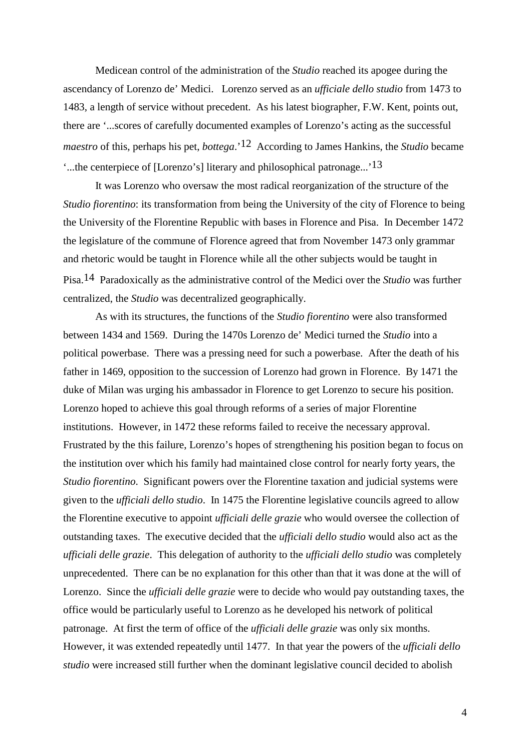Medicean control of the administration of the *Studio* reached its apogee during the ascendancy of Lorenzo de' Medici. Lorenzo served as an *ufficiale dello studio* from 1473 to 1483, a length of service without precedent. As his latest biographer, F.W. Kent, points out, there are '...scores of carefully documented examples of Lorenzo's acting as the successful *maestro* of this, perhaps his pet, *bottega*.'[12] According to James Hankins, the *Studio* became '...the centerpiece of [Lorenzo's] literary and philosophical patronage...'[13]

It was Lorenzo who oversaw the most radical reorganization of the structure of the *Studio fiorentino*: its transformation from being the University of the city of Florence to being the University of the Florentine Republic with bases in Florence and Pisa. In December 1472 the legislature of the commune of Florence agreed that from November 1473 only grammar and rhetoric would be taught in Florence while all the other subjects would be taught in Pisa.[14] Paradoxically as the administrative control of the Medici over the *Studio* was further centralized, the *Studio* was decentralized geographically.

As with its structures, the functions of the *Studio fiorentino* were also transformed between 1434 and 1569. During the 1470s Lorenzo de' Medici turned the *Studio* into a political powerbase. There was a pressing need for such a powerbase. After the death of his father in 1469, opposition to the succession of Lorenzo had grown in Florence. By 1471 the duke of Milan was urging his ambassador in Florence to get Lorenzo to secure his position. Lorenzo hoped to achieve this goal through reforms of a series of major Florentine institutions. However, in 1472 these reforms failed to receive the necessary approval. Frustrated by the this failure, Lorenzo's hopes of strengthening his position began to focus on the institution over which his family had maintained close control for nearly forty years, the *Studio fiorentino.* Significant powers over the Florentine taxation and judicial systems were given to the *ufficiali dello studio*. In 1475 the Florentine legislative councils agreed to allow the Florentine executive to appoint *ufficiali delle grazie* who would oversee the collection of outstanding taxes. The executive decided that the *ufficiali dello studio* would also act as the *ufficiali delle grazie*. This delegation of authority to the *ufficiali dello studio* was completely unprecedented. There can be no explanation for this other than that it was done at the will of Lorenzo. Since the *ufficiali delle grazie* were to decide who would pay outstanding taxes, the office would be particularly useful to Lorenzo as he developed his network of political patronage. At first the term of office of the *ufficiali delle grazie* was only six months. However, it was extended repeatedly until 1477. In that year the powers of the *ufficiali dello studio* were increased still further when the dominant legislative council decided to abolish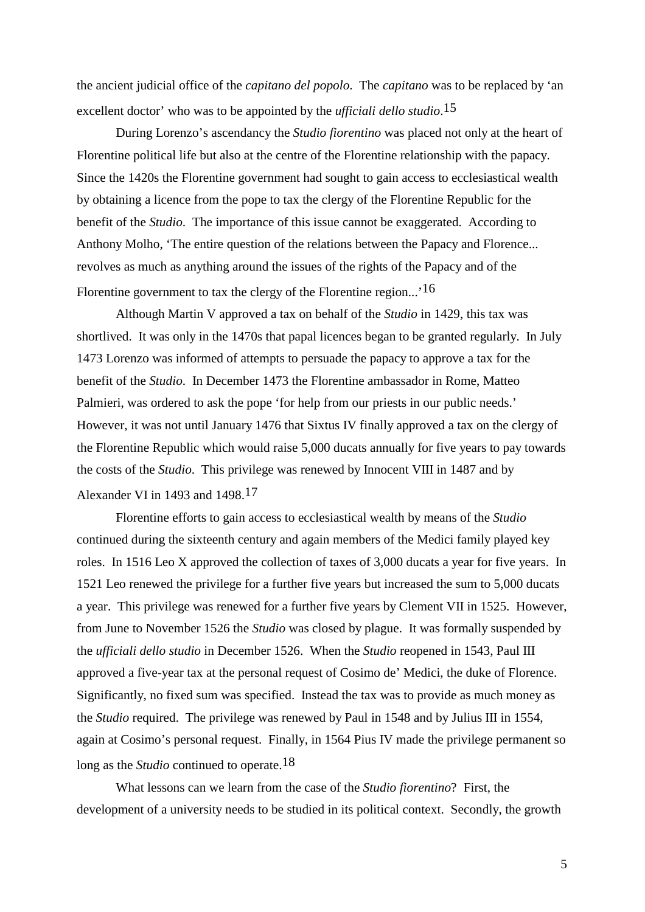the ancient judicial office of the *capitano del popolo*. The *capitano* was to be replaced by 'an excellent doctor' who was to be appointed by the *ufficiali dello studio*.[15]

During Lorenzo's ascendancy the *Studio fiorentino* was placed not only at the heart of Florentine political life but also at the centre of the Florentine relationship with the papacy. Since the 1420s the Florentine government had sought to gain access to ecclesiastical wealth by obtaining a licence from the pope to tax the clergy of the Florentine Republic for the benefit of the *Studio*. The importance of this issue cannot be exaggerated. According to Anthony Molho, 'The entire question of the relations between the Papacy and Florence... revolves as much as anything around the issues of the rights of the Papacy and of the Florentine government to tax the clergy of the Florentine region...'[16]

Although Martin V approved a tax on behalf of the *Studio* in 1429, this tax was shortlived. It was only in the 1470s that papal licences began to be granted regularly. In July 1473 Lorenzo was informed of attempts to persuade the papacy to approve a tax for the benefit of the *Studio*. In December 1473 the Florentine ambassador in Rome, Matteo Palmieri, was ordered to ask the pope 'for help from our priests in our public needs.' However, it was not until January 1476 that Sixtus IV finally approved a tax on the clergy of the Florentine Republic which would raise 5,000 ducats annually for five years to pay towards the costs of the *Studio*. This privilege was renewed by Innocent VIII in 1487 and by Alexander VI in 1493 and 1498.[17]

Florentine efforts to gain access to ecclesiastical wealth by means of the *Studio* continued during the sixteenth century and again members of the Medici family played key roles. In 1516 Leo X approved the collection of taxes of 3,000 ducats a year for five years. In 1521 Leo renewed the privilege for a further five years but increased the sum to 5,000 ducats a year. This privilege was renewed for a further five years by Clement VII in 1525. However, from June to November 1526 the *Studio* was closed by plague. It was formally suspended by the *ufficiali dello studio* in December 1526. When the *Studio* reopened in 1543, Paul III approved a five-year tax at the personal request of Cosimo de' Medici, the duke of Florence. Significantly, no fixed sum was specified. Instead the tax was to provide as much money as the *Studio* required. The privilege was renewed by Paul in 1548 and by Julius III in 1554, again at Cosimo's personal request. Finally, in 1564 Pius IV made the privilege permanent so long as the *Studio* continued to operate.[18]

What lessons can we learn from the case of the *Studio fiorentino*? First, the development of a university needs to be studied in its political context. Secondly, the growth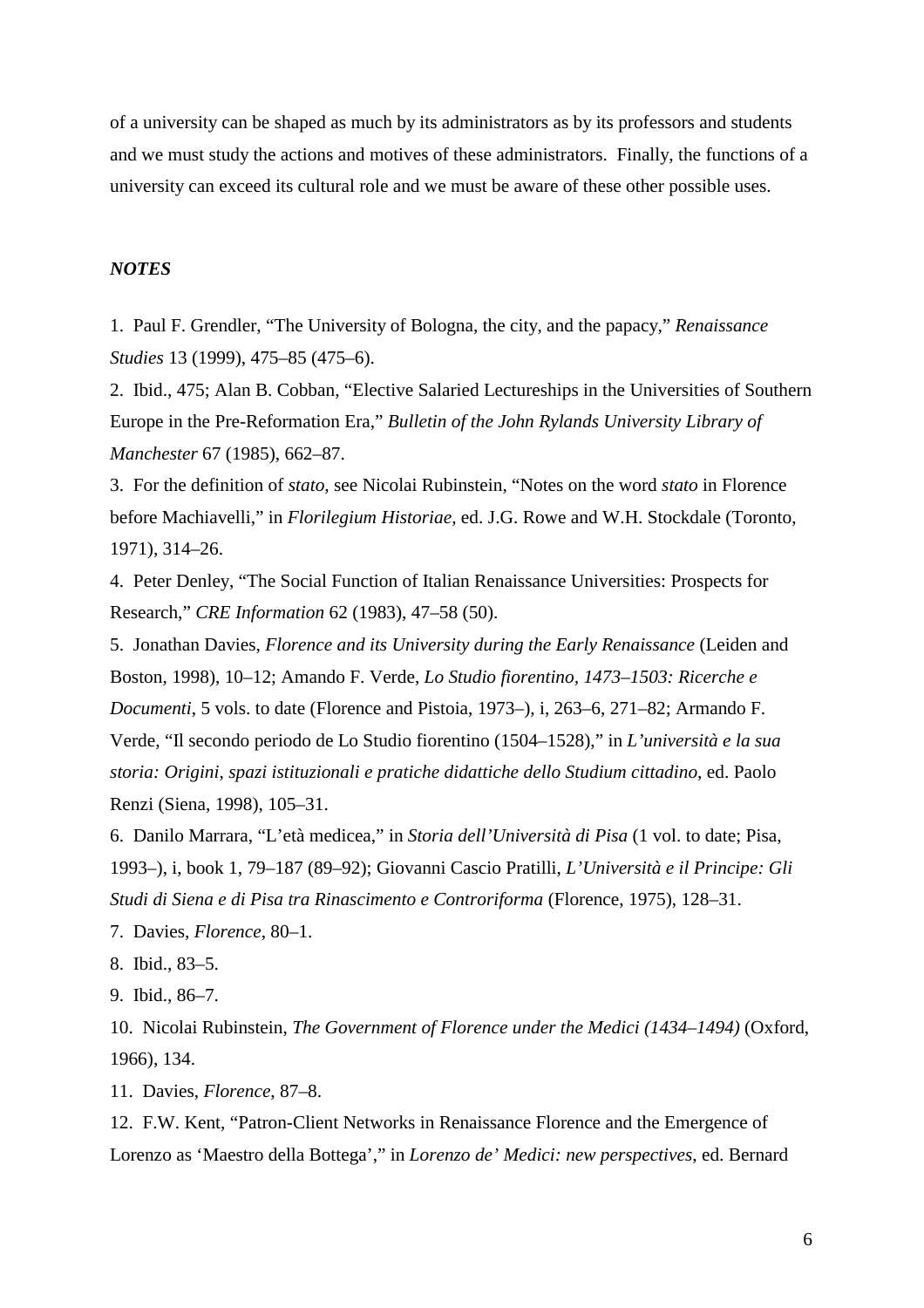of a university can be shaped as much by its administrators as by its professors and students and we must study the actions and motives of these administrators. Finally, the functions of a university can exceed its cultural role and we must be aware of these other possible uses.

### *NOTES*

1. Paul F. Grendler, "The University of Bologna, the city, and the papacy," *Renaissance Studies* 13 (1999), 475–85 (475–6).

2. Ibid., 475; Alan B. Cobban, "Elective Salaried Lectureships in the Universities of Southern Europe in the Pre-Reformation Era," *Bulletin of the John Rylands University Library of Manchester* 67 (1985), 662–87.

3. For the definition of *stato*, see Nicolai Rubinstein, "Notes on the word *stato* in Florence before Machiavelli," in *Florilegium Historiae*, ed. J.G. Rowe and W.H. Stockdale (Toronto, 1971), 314–26.

4. Peter Denley, "The Social Function of Italian Renaissance Universities: Prospects for Research," *CRE Information* 62 (1983), 47–58 (50).

5. Jonathan Davies, *Florence and its University during the Early Renaissance* (Leiden and Boston, 1998), 10–12; Amando F. Verde, *Lo Studio fiorentino, 1473–1503: Ricerche e Documenti*, 5 vols. to date (Florence and Pistoia, 1973–), i, 263–6, 271–82; Armando F. Verde, "Il secondo periodo de Lo Studio fiorentino (1504–1528)," in *L'università e la sua storia: Origini, spazi istituzionali e pratiche didattiche dello Studium cittadino*, ed. Paolo Renzi (Siena, 1998), 105–31.

6. Danilo Marrara, "L'età medicea," in *Storia dell'Università di Pisa* (1 vol. to date; Pisa, 1993–), i, book 1, 79–187 (89–92); Giovanni Cascio Pratilli, *L'Università e il Principe: Gli Studi di Siena e di Pisa tra Rinascimento e Controriforma* (Florence, 1975), 128–31.

7. Davies, *Florence*, 80–1.

8. Ibid., 83–5.

9. Ibid., 86–7.

10. Nicolai Rubinstein, *The Government of Florence under the Medici (1434–1494)* (Oxford, 1966), 134.

11. Davies, *Florence*, 87–8.

12. F.W. Kent, "Patron-Client Networks in Renaissance Florence and the Emergence of Lorenzo as 'Maestro della Bottega'," in *Lorenzo de' Medici: new perspectives*, ed. Bernard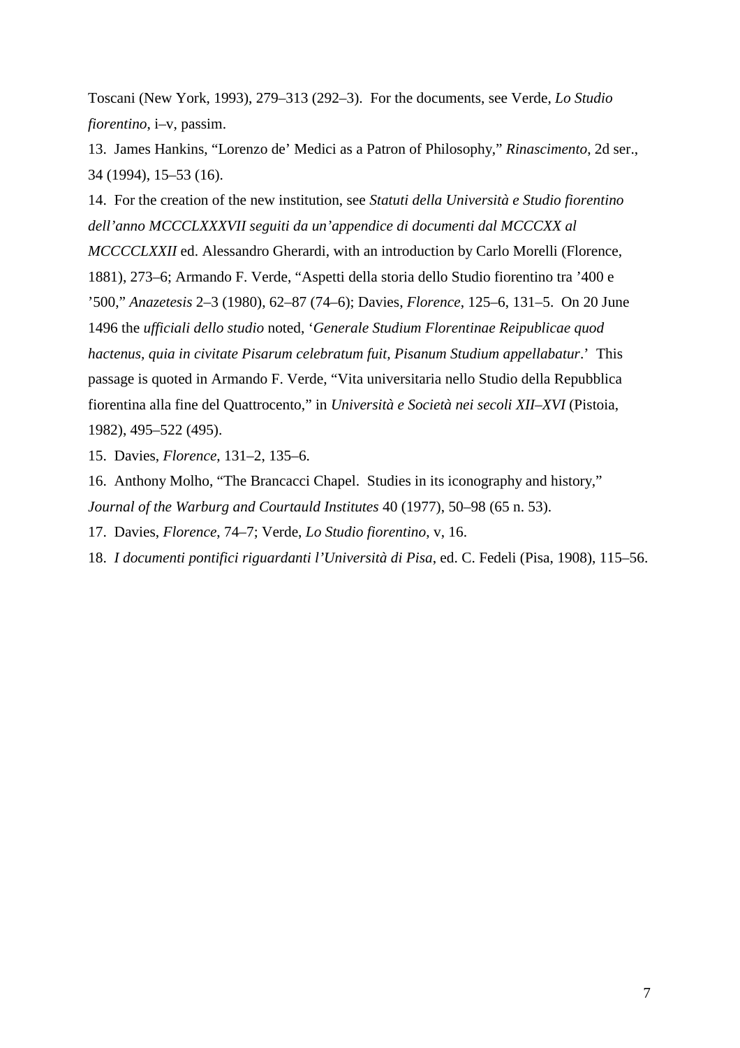Toscani (New York, 1993), 279–313 (292–3). For the documents, see Verde, *Lo Studio fiorentino*, i–v, passim.

13. James Hankins, "Lorenzo de' Medici as a Patron of Philosophy," *Rinascimento*, 2d ser., 34 (1994), 15–53 (16).

14. For the creation of the new institution, see *Statuti della Università e Studio fiorentino dell'anno MCCCLXXXVII seguiti da un'appendice di documenti dal MCCCXX al MCCCCLXXII* ed. Alessandro Gherardi, with an introduction by Carlo Morelli (Florence, 1881), 273–6; Armando F. Verde, "Aspetti della storia dello Studio fiorentino tra '400 e '500," *Anazetesis* 2–3 (1980), 62–87 (74–6); Davies, *Florence*, 125–6, 131–5. On 20 June 1496 the *ufficiali dello studio* noted, '*Generale Studium Florentinae Reipublicae quod hactenus, quia in civitate Pisarum celebratum fuit, Pisanum Studium appellabatur*.' This passage is quoted in Armando F. Verde, "Vita universitaria nello Studio della Repubblica fiorentina alla fine del Quattrocento," in *Università e Società nei secoli XII–XVI* (Pistoia, 1982), 495–522 (495).

15. Davies, *Florence*, 131–2, 135–6.

16. Anthony Molho, "The Brancacci Chapel. Studies in its iconography and history," *Journal of the Warburg and Courtauld Institutes* 40 (1977), 50–98 (65 n. 53).

17. Davies, *Florence*, 74–7; Verde, *Lo Studio fiorentino*, v, 16.

18. *I documenti pontifici riguardanti l'Università di Pisa*, ed. C. Fedeli (Pisa, 1908), 115–56.